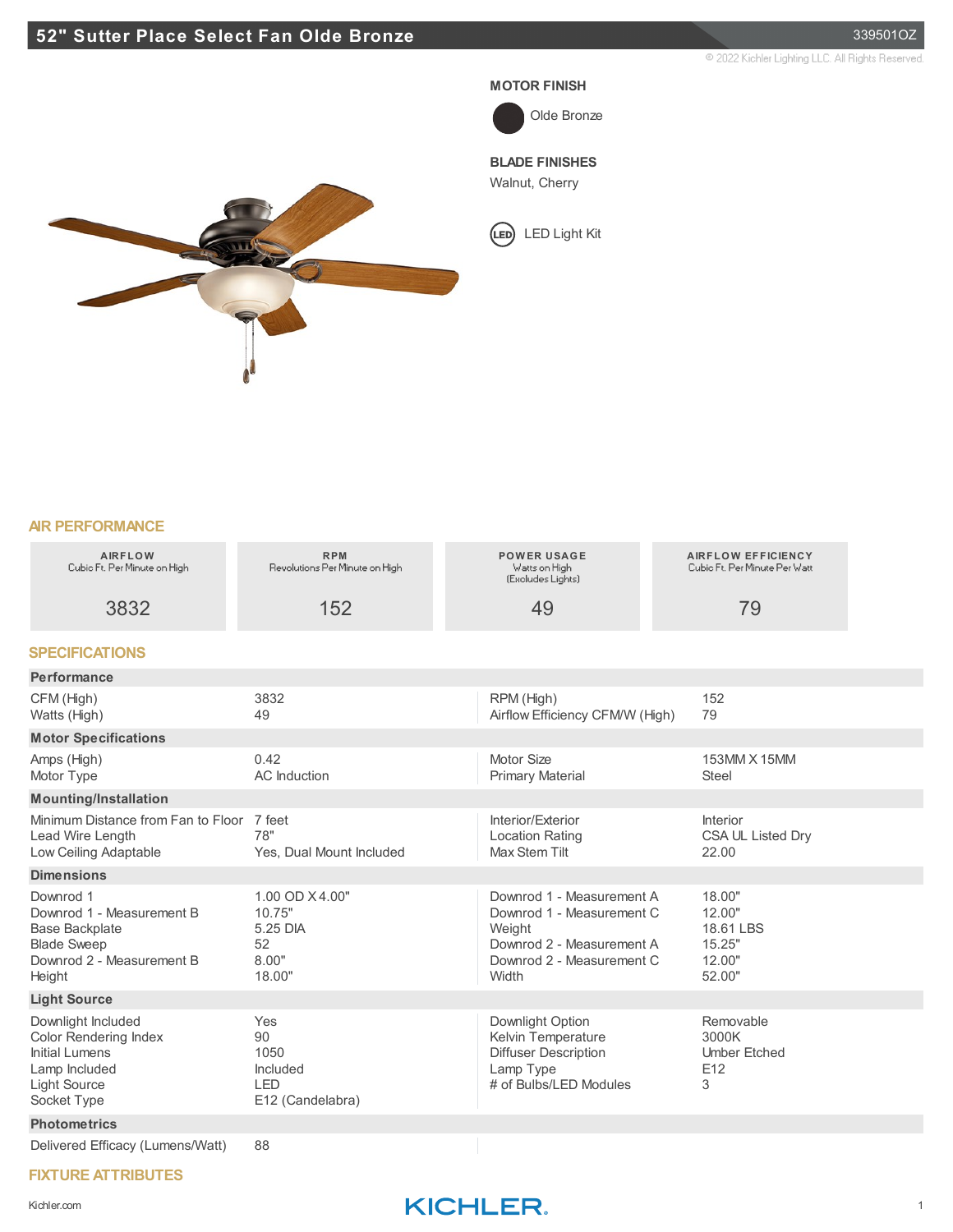# 52" Sutter Place Select Fan Olde Bronze

339501OZ

© 2022 Kichler Lighting LLC. All Rights Reserved.

**MOTOR FINISH**

Olde Bronze

**BLADE FINISHES**

Walnut, Cherry

LED Light Kit

## AIR PERFORMANCE

| AIRFLOW<br>Cubic Ft. Per Minute on High | RPM<br>Revolutions Per Minute on High | POWER USAGE<br>Watts on High<br>(Excludes Lights) | AIRFLOW EFFICIENCY<br>Cubic Ft. Per Minute Per Watt |
|---|---|---|---|
| 3832 | 152 | 49 | 79 |

## SPECIFICATIONS

### Performance

| | | | |
|---|---|---|---|
| CFM (High) | 3832 | RPM (High) | 152 |
| Watts (High) | 49 | Airflow Efficiency CFM/W (High) | 79 |

### Motor Specifications

| | | | |
|---|---|---|---|
| Amps (High) | 0.42 | Motor Size | 153MM X 15MM |
| Motor Type | AC Induction | Primary Material | Steel |

### Mounting/Installation

| | | | |
|---|---|---|---|
| Minimum Distance from Fan to Floor | 7 feet | Interior/Exterior | Interior |
| Lead Wire Length | 78" | Location Rating | CSA UL Listed Dry |
| Low Ceiling Adaptable | Yes, Dual Mount Included | Max Stem Tilt | 22.00 |

### Dimensions

| | | | |
|---|---|---|---|
| Downrod 1 | 1.00 OD X 4.00" | Downrod 1 - Measurement A | 18.00" |
| Downrod 1 - Measurement B | 10.75" | Downrod 1 - Measurement C | 12.00" |
| Base Backplate | 5.25 DIA | Weight | 18.61 LBS |
| Blade Sweep | 52 | Downrod 2 - Measurement A | 15.25" |
| Downrod 2 - Measurement B | 8.00" | Downrod 2 - Measurement C | 12.00" |
| Height | 18.00" | Width | 52.00" |

### Light Source

| | | | |
|---|---|---|---|
| Downlight Included | Yes | Downlight Option | Removable |
| Color Rendering Index | 90 | Kelvin Temperature | 3000K |
| Initial Lumens | 1050 | Diffuser Description | Umber Etched |
| Lamp Included | Included | Lamp Type | E12 |
| Light Source | LED | # of Bulbs/LED Modules | 3 |
| Socket Type | E12 (Candelabra) | | |

### Photometrics

| | |
|---|---|
| Delivered Efficacy (Lumens/Watt) | 88 |

## FIXTURE ATTRIBUTES

Kichler.com

KICHLER.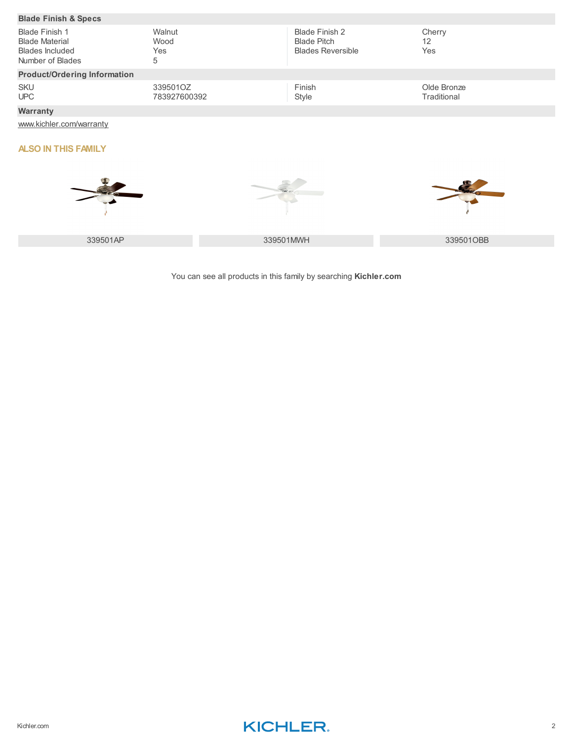## Blade Finish & Specs

| | | | |
|---|---|---|---|
| Blade Finish 1 | Walnut | Blade Finish 2 | Cherry |
| Blade Material | Wood | Blade Pitch | 12 |
| Blades Included | Yes | Blades Reversible | Yes |
| Number of Blades | 5 | | |

## Product/Ordering Information

| | | | |
|---|---|---|---|
| SKU | 339501OZ | Finish | Olde Bronze |
| UPC | 783927600392 | Style | Traditional |

## Warranty

www.kichler.com/warranty

## ALSO IN THIS FAMILY

339501AP

339501MWH

339501OBB

You can see all products in this family by searching **Kichler.com**